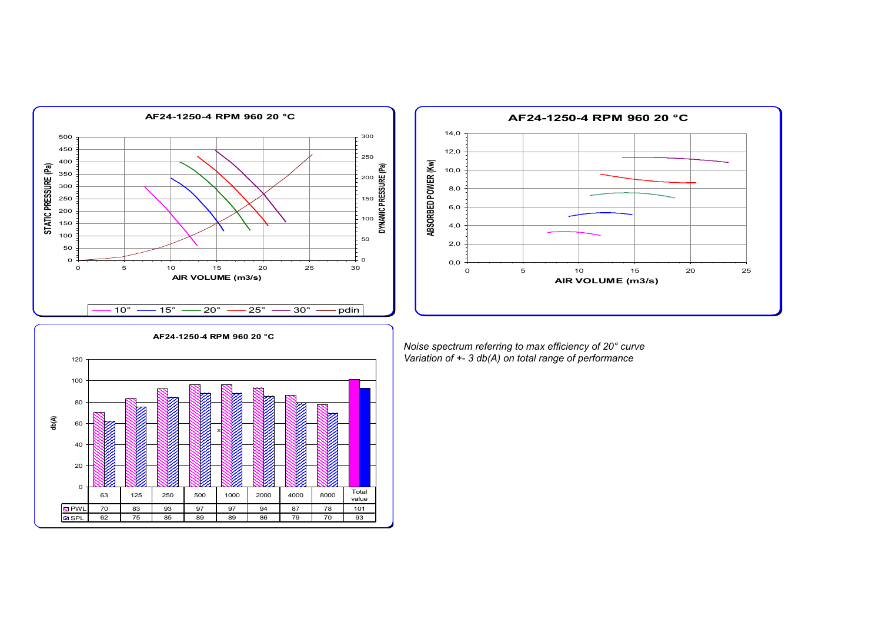**AF24-1250-4 RPM 960 20 °C**

STATIC PRESSURE (Pa) / DYNAMIC PRESSURE (Pa) vs AIR VOLUME (m3/s)

10° — 15° — 20° — 25° — 30° — pdin

**AF24-1250-4 RPM 960 20 °C**

ABSORBED POWER (Kw) vs AIR VOLUME (m3/s)

**AF24-1250-4 RPM 960 20 °C**

db(A)

| | 63 | 125 | 250 | 500 | 1000 | 2000 | 4000 | 8000 | Total value |
|---|---|---|---|---|---|---|---|---|---|
| PWL | 70 | 83 | 93 | 97 | 97 | 94 | 87 | 78 | 101 |
| SPL | 62 | 75 | 85 | 89 | 89 | 86 | 79 | 70 | 93 |

*Noise spectrum referring to max efficiency of 20° curve*
*Variation of +- 3 db(A) on total range of performance*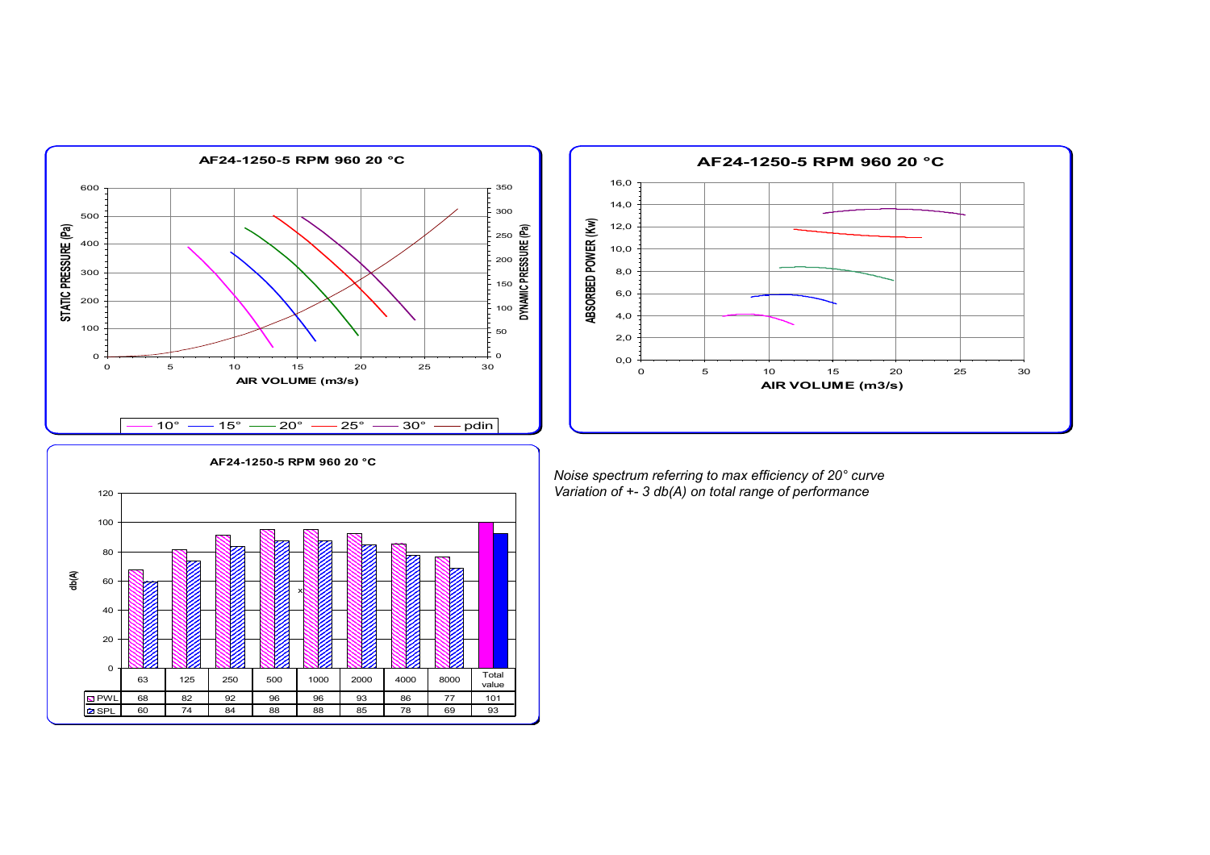**AF24-1250-5 RPM 960 20 °C**

STATIC PRESSURE (Pa) / DYNAMIC PRESSURE (Pa) vs AIR VOLUME (m3/s)

Legend: 10° — 15° — 20° — 25° — 30° — pdin

**AF24-1250-5 RPM 960 20 °C**

ABSORBED POWER (Kw) vs AIR VOLUME (m3/s)

**AF24-1250-5 RPM 960 20 °C**

db(A)

| | 63 | 125 | 250 | 500 | 1000 | 2000 | 4000 | 8000 | Total value |
|---|---|---|---|---|---|---|---|---|---|
| PWL | 68 | 82 | 92 | 96 | 96 | 93 | 86 | 77 | 101 |
| SPL | 60 | 74 | 84 | 88 | 88 | 85 | 78 | 69 | 93 |

*Noise spectrum referring to max efficiency of 20° curve*
*Variation of +- 3 db(A) on total range of performance*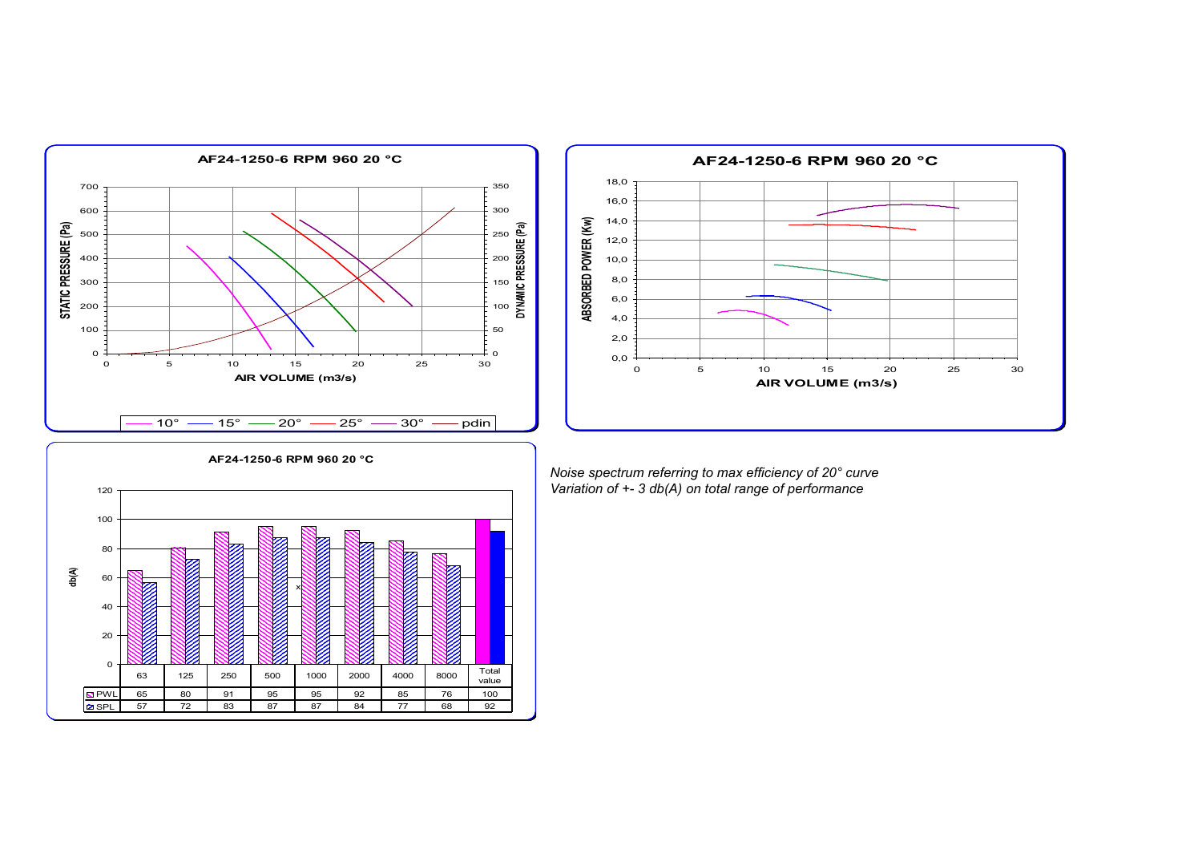**AF24-1250-6 RPM 960 20 °C**

STATIC PRESSURE (Pa) / DYNAMIC PRESSURE (Pa) vs AIR VOLUME (m3/s)

Legend: 10° — 15° — 20° — 25° — 30° — pdin

**AF24-1250-6 RPM 960 20 °C**

ABSORBED POWER (Kw) vs AIR VOLUME (m3/s)

**AF24-1250-6 RPM 960 20 °C**

|  | 63 | 125 | 250 | 500 | 1000 | 2000 | 4000 | 8000 | Total value |
|---|---|---|---|---|---|---|---|---|---|
| PWL | 65 | 80 | 91 | 95 | 95 | 92 | 85 | 76 | 100 |
| SPL | 57 | 72 | 83 | 87 | 87 | 84 | 77 | 68 | 92 |

*Noise spectrum referring to max efficiency of 20° curve*
*Variation of +- 3 db(A) on total range of performance*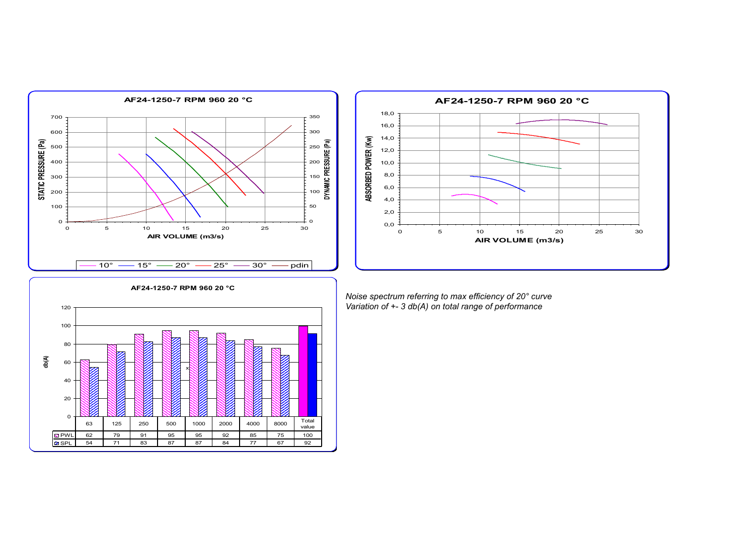### AF24-1250-7 RPM 960 20 °C

STATIC PRESSURE (Pa) / DYNAMIC PRESSURE (Pa) vs AIR VOLUME (m3/s)

Legend: 10° — 15° — 20° — 25° — 30° — pdin

### AF24-1250-7 RPM 960 20 °C

ABSORBED POWER (Kw) vs AIR VOLUME (m3/s)

### AF24-1250-7 RPM 960 20 °C

db(A)

| | 63 | 125 | 250 | 500 | 1000 | 2000 | 4000 | 8000 | Total value |
|---|---|---|---|---|---|---|---|---|---|
| PWL | 62 | 79 | 91 | 95 | 95 | 92 | 85 | 75 | 100 |
| SPL | 54 | 71 | 83 | 87 | 87 | 84 | 77 | 67 | 92 |

*Noise spectrum referring to max efficiency of 20° curve*
*Variation of +- 3 db(A) on total range of performance*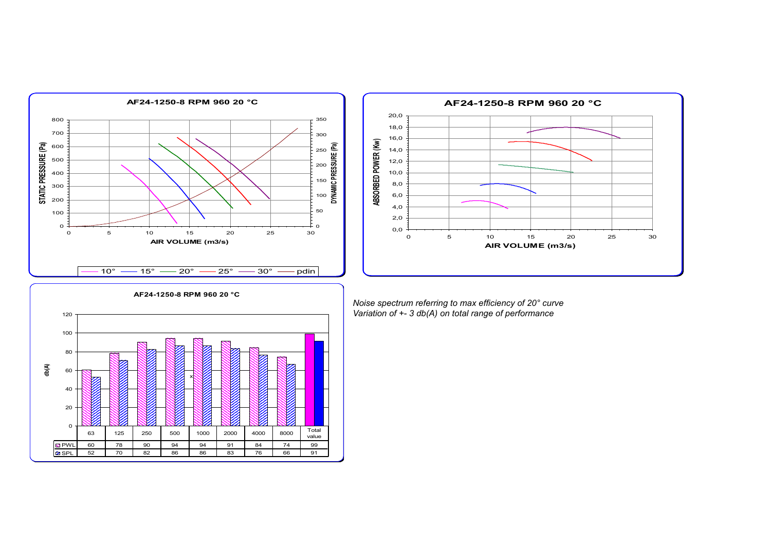**AF24-1250-8 RPM 960 20 °C**

STATIC PRESSURE (Pa) / DYNAMIC PRESSURE (Pa) vs AIR VOLUME (m3/s)

Legend: 10° — 15° — 20° — 25° — 30° — pdin

**AF24-1250-8 RPM 960 20 °C**

ABSORBED POWER (Kw) vs AIR VOLUME (m3/s)

**AF24-1250-8 RPM 960 20 °C**

db(A)

| | 63 | 125 | 250 | 500 | 1000 | 2000 | 4000 | 8000 | Total value |
|---|---|---|---|---|---|---|---|---|---|
| PWL | 60 | 78 | 90 | 94 | 94 | 91 | 84 | 74 | 99 |
| SPL | 52 | 70 | 82 | 86 | 86 | 83 | 76 | 66 | 91 |

*Noise spectrum referring to max efficiency of 20° curve*
*Variation of +- 3 db(A) on total range of performance*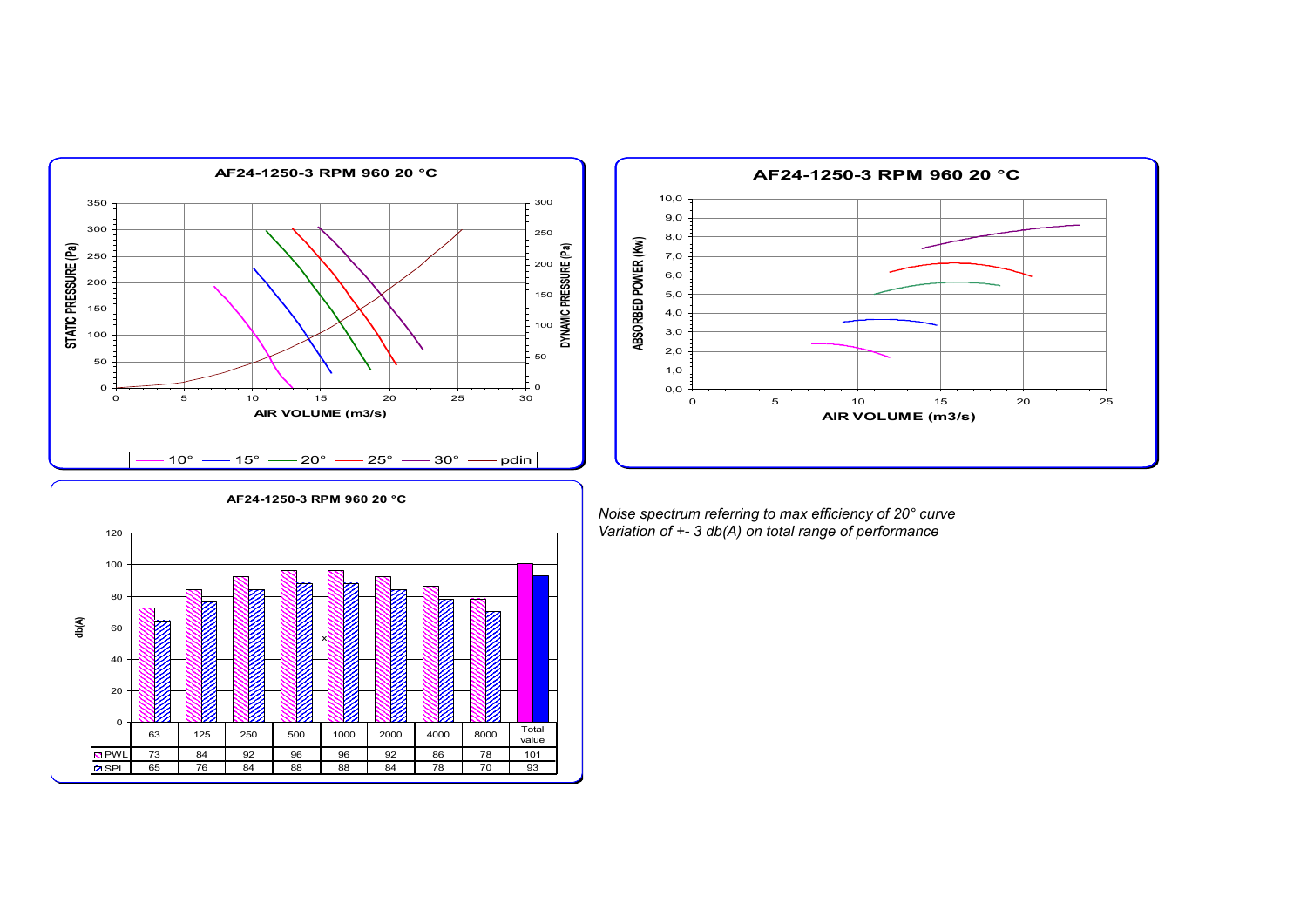AF24-1250-3 RPM 960 20 °C

STATIC PRESSURE (Pa)

DYNAMIC PRESSURE (Pa)

AIR VOLUME (m3/s)

350 300 250 200 150 100 50 0

300 250 200 150 100 50 0

0 5 10 15 20 25 30

10° 15° 20° 25° 30° pdin

AF24-1250-3 RPM 960 20 °C

ABSORBED POWER (Kw)

AIR VOLUME (m3/s)

10,0 9,0 8,0 7,0 6,0 5,0 4,0 3,0 2,0 1,0 0,0

0 5 10 15 20 25

AF24-1250-3 RPM 960 20 °C

db(A)

120 100 80 60 40 20 0

| | 63 | 125 | 250 | 500 | 1000 | 2000 | 4000 | 8000 | Total value |
|---|---|---|---|---|---|---|---|---|---|
| PWL | 73 | 84 | 92 | 96 | 96 | 92 | 86 | 78 | 101 |
| SPL | 65 | 76 | 84 | 88 | 88 | 84 | 78 | 70 | 93 |

*Noise spectrum referring to max efficiency of 20° curve*
*Variation of +- 3 db(A) on total range of performance*